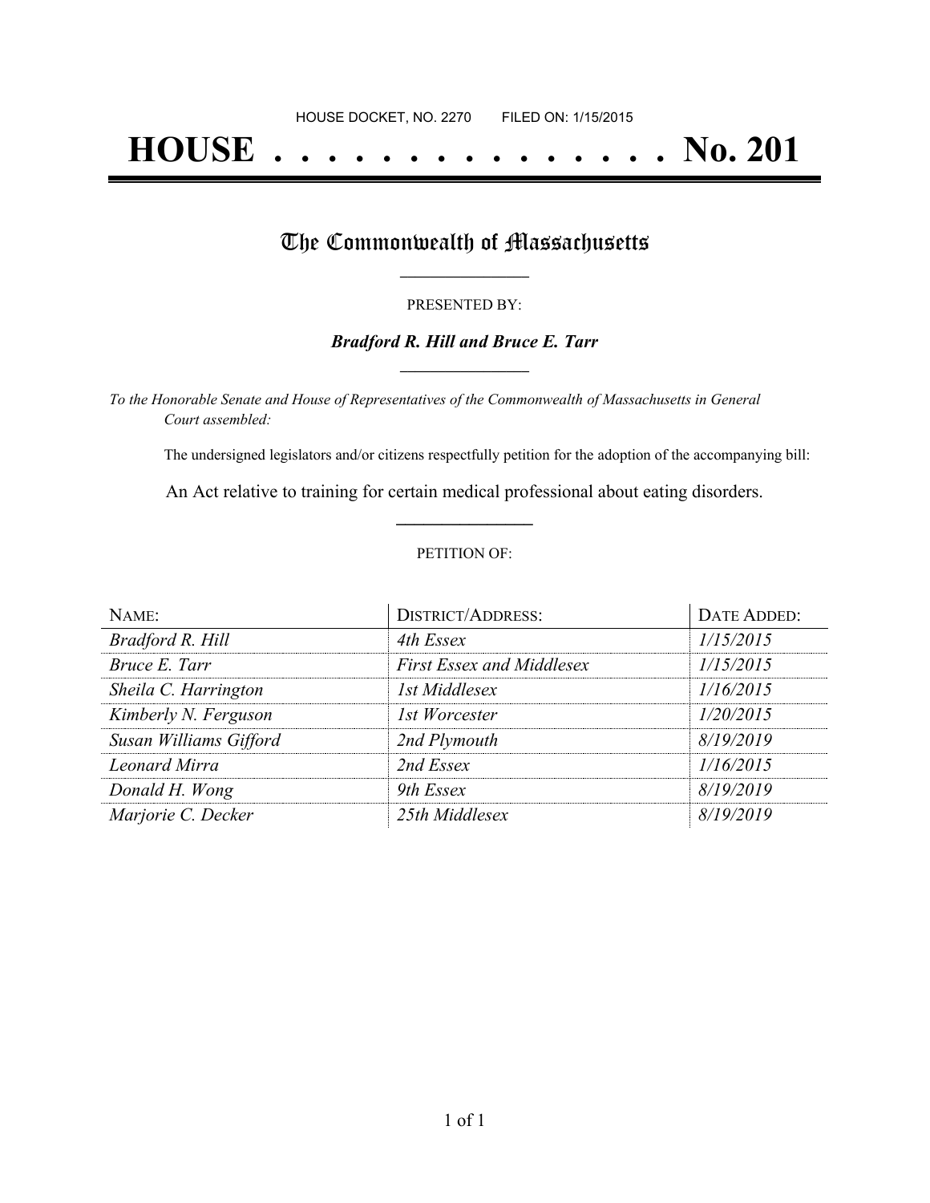HOUSE DOCKET, NO. 2270 FILED ON: 1/15/2015

# HOUSE . . . . . . . . . . . . . . . No. 201

## The Commonwealth of Massachusetts

PRESENTED BY:

***Bradford R. Hill and Bruce E. Tarr***

*To the Honorable Senate and House of Representatives of the Commonwealth of Massachusetts in General Court assembled:*

The undersigned legislators and/or citizens respectfully petition for the adoption of the accompanying bill:

An Act relative to training for certain medical professional about eating disorders.

PETITION OF:

| NAME: | DISTRICT/ADDRESS: | DATE ADDED: |
|---|---|---|
| *Bradford R. Hill* | *4th Essex* | *1/15/2015* |
| *Bruce E. Tarr* | *First Essex and Middlesex* | *1/15/2015* |
| *Sheila C. Harrington* | *1st Middlesex* | *1/16/2015* |
| *Kimberly N. Ferguson* | *1st Worcester* | *1/20/2015* |
| *Susan Williams Gifford* | *2nd Plymouth* | *8/19/2019* |
| *Leonard Mirra* | *2nd Essex* | *1/16/2015* |
| *Donald H. Wong* | *9th Essex* | *8/19/2019* |
| *Marjorie C. Decker* | *25th Middlesex* | *8/19/2019* |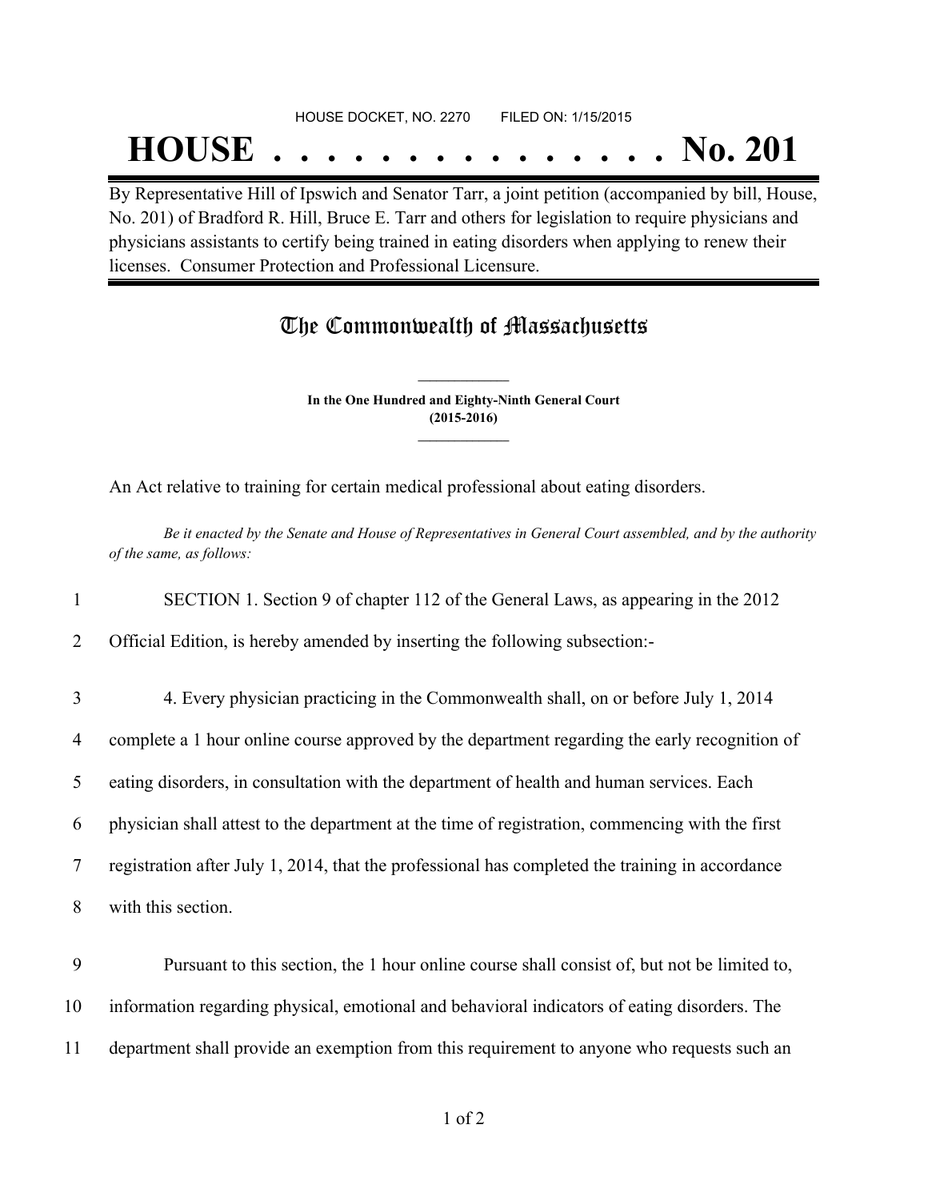HOUSE DOCKET, NO. 2270 FILED ON: 1/15/2015

# HOUSE . . . . . . . . . . . . . . . No. 201

By Representative Hill of Ipswich and Senator Tarr, a joint petition (accompanied by bill, House, No. 201) of Bradford R. Hill, Bruce E. Tarr and others for legislation to require physicians and physicians assistants to certify being trained in eating disorders when applying to renew their licenses. Consumer Protection and Professional Licensure.

## The Commonwealth of Massachusetts

**In the One Hundred and Eighty-Ninth General Court**
**(2015-2016)**

An Act relative to training for certain medical professional about eating disorders.

*Be it enacted by the Senate and House of Representatives in General Court assembled, and by the authority of the same, as follows:*

1 SECTION 1. Section 9 of chapter 112 of the General Laws, as appearing in the 2012
2 Official Edition, is hereby amended by inserting the following subsection:-

3 4. Every physician practicing in the Commonwealth shall, on or before July 1, 2014
4 complete a 1 hour online course approved by the department regarding the early recognition of
5 eating disorders, in consultation with the department of health and human services. Each
6 physician shall attest to the department at the time of registration, commencing with the first
7 registration after July 1, 2014, that the professional has completed the training in accordance
8 with this section.

9 Pursuant to this section, the 1 hour online course shall consist of, but not be limited to,
10 information regarding physical, emotional and behavioral indicators of eating disorders. The
11 department shall provide an exemption from this requirement to anyone who requests such an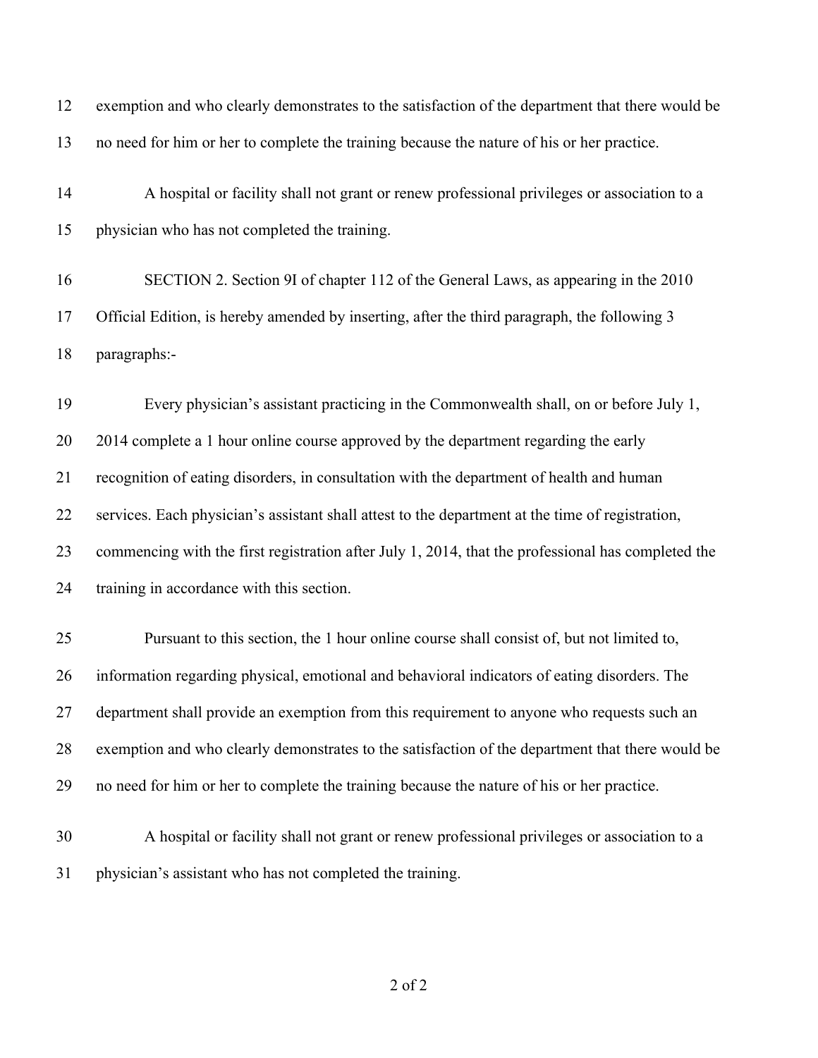exemption and who clearly demonstrates to the satisfaction of the department that there would be no need for him or her to complete the training because the nature of his or her practice.

A hospital or facility shall not grant or renew professional privileges or association to a physician who has not completed the training.

SECTION 2. Section 9I of chapter 112 of the General Laws, as appearing in the 2010 Official Edition, is hereby amended by inserting, after the third paragraph, the following 3 paragraphs:-

Every physician's assistant practicing in the Commonwealth shall, on or before July 1, 2014 complete a 1 hour online course approved by the department regarding the early recognition of eating disorders, in consultation with the department of health and human services. Each physician's assistant shall attest to the department at the time of registration, commencing with the first registration after July 1, 2014, that the professional has completed the training in accordance with this section.

Pursuant to this section, the 1 hour online course shall consist of, but not limited to, information regarding physical, emotional and behavioral indicators of eating disorders. The department shall provide an exemption from this requirement to anyone who requests such an exemption and who clearly demonstrates to the satisfaction of the department that there would be no need for him or her to complete the training because the nature of his or her practice.

A hospital or facility shall not grant or renew professional privileges or association to a physician's assistant who has not completed the training.